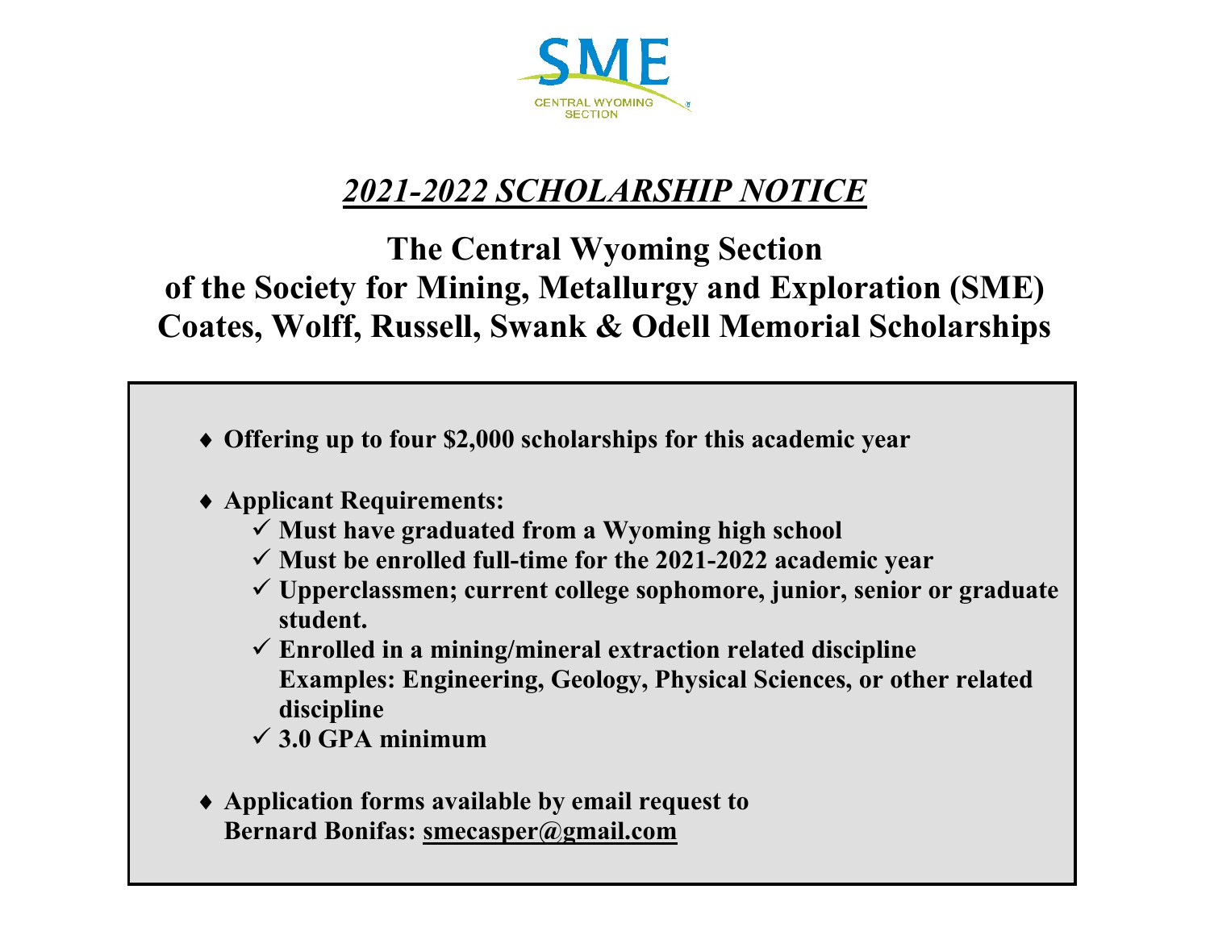SME

CENTRAL WYOMING SECTION

# *2021-2022 SCHOLARSHIP NOTICE*

## The Central Wyoming Section of the Society for Mining, Metallurgy and Exploration (SME) Coates, Wolff, Russell, Swank & Odell Memorial Scholarships

- **Offering up to four $2,000 scholarships for this academic year**

- **Applicant Requirements:**
  - ✓ **Must have graduated from a Wyoming high school**
  - ✓ **Must be enrolled full-time for the 2021-2022 academic year**
  - ✓ **Upperclassmen; current college sophomore, junior, senior or graduate student.**
  - ✓ **Enrolled in a mining/mineral extraction related discipline**
    **Examples: Engineering, Geology, Physical Sciences, or other related discipline**
  - ✓ **3.0 GPA minimum**

- **Application forms available by email request to Bernard Bonifas: smecasper@gmail.com**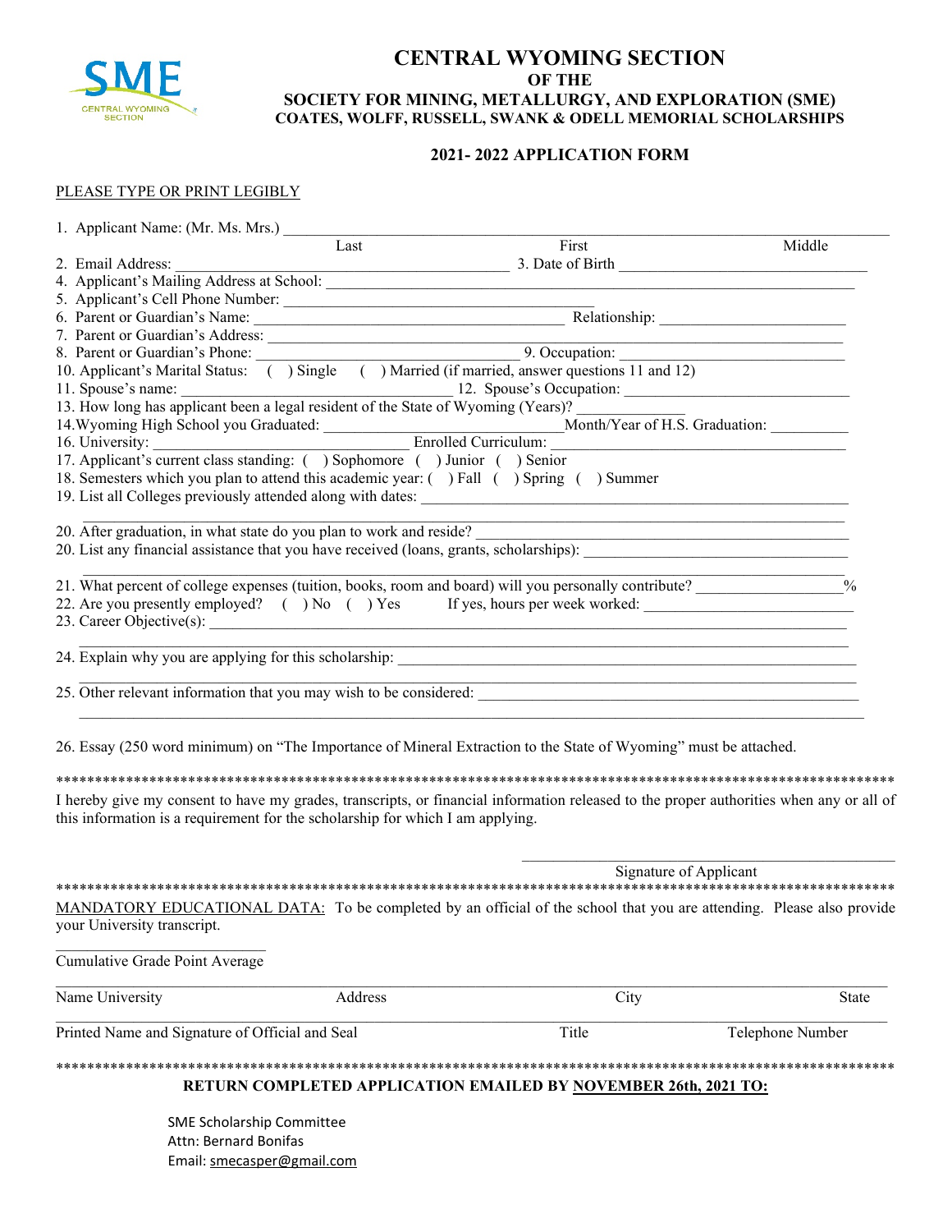# CENTRAL WYOMING SECTION

**OF THE**

**SOCIETY FOR MINING, METALLURGY, AND EXPLORATION (SME)**

**COATES, WOLFF, RUSSELL, SWANK & ODELL MEMORIAL SCHOLARSHIPS**

**2021- 2022 APPLICATION FORM**

PLEASE TYPE OR PRINT LEGIBLY

1. Applicant Name: (Mr. Ms. Mrs.) ____________________________________________
   Last                First                Middle
2. Email Address: ______________________ 3. Date of Birth ______________________
4. Applicant's Mailing Address at School: ______________________________________
5. Applicant's Cell Phone Number: ______________________
6. Parent or Guardian's Name: ______________________ Relationship: ______________
7. Parent or Guardian's Address: ______________________________________________
8. Parent or Guardian's Phone: ______________________ 9. Occupation: ______________
10. Applicant's Marital Status: ( ) Single ( ) Married (if married, answer questions 11 and 12)
11. Spouse's name: ______________________ 12. Spouse's Occupation: ______________
13. How long has applicant been a legal resident of the State of Wyoming (Years)? ________
14. Wyoming High School you Graduated: ______________________ Month/Year of H.S. Graduation: ________
16. University: ______________________ Enrolled Curriculum: ______________________
17. Applicant's current class standing: ( ) Sophomore ( ) Junior ( ) Senior
18. Semesters which you plan to attend this academic year: ( ) Fall ( ) Spring ( ) Summer
19. List all Colleges previously attended along with dates: ______________________
20. After graduation, in what state do you plan to work and reside? ______________________
20. List any financial assistance that you have received (loans, grants, scholarships): ______________________
21. What percent of college expenses (tuition, books, room and board) will you personally contribute? ________%
22. Are you presently employed? ( ) No ( ) Yes If yes, hours per week worked: ______________
23. Career Objective(s): ______________________________________________
24. Explain why you are applying for this scholarship: ______________________________
25. Other relevant information that you may wish to be considered: ______________________
26. Essay (250 word minimum) on "The Importance of Mineral Extraction to the State of Wyoming" must be attached.

***

I hereby give my consent to have my grades, transcripts, or financial information released to the proper authorities when any or all of this information is a requirement for the scholarship for which I am applying.

______________________________
Signature of Applicant

***

MANDATORY EDUCATIONAL DATA: To be completed by an official of the school that you are attending. Please also provide your University transcript.

______________________
Cumulative Grade Point Average

______________________________________________
Name University    Address    City    State

______________________________________________
Printed Name and Signature of Official and Seal    Title    Telephone Number

***

**RETURN COMPLETED APPLICATION EMAILED BY NOVEMBER 26th, 2021 TO:**

SME Scholarship Committee
Attn: Bernard Bonifas
Email: smecasper@gmail.com